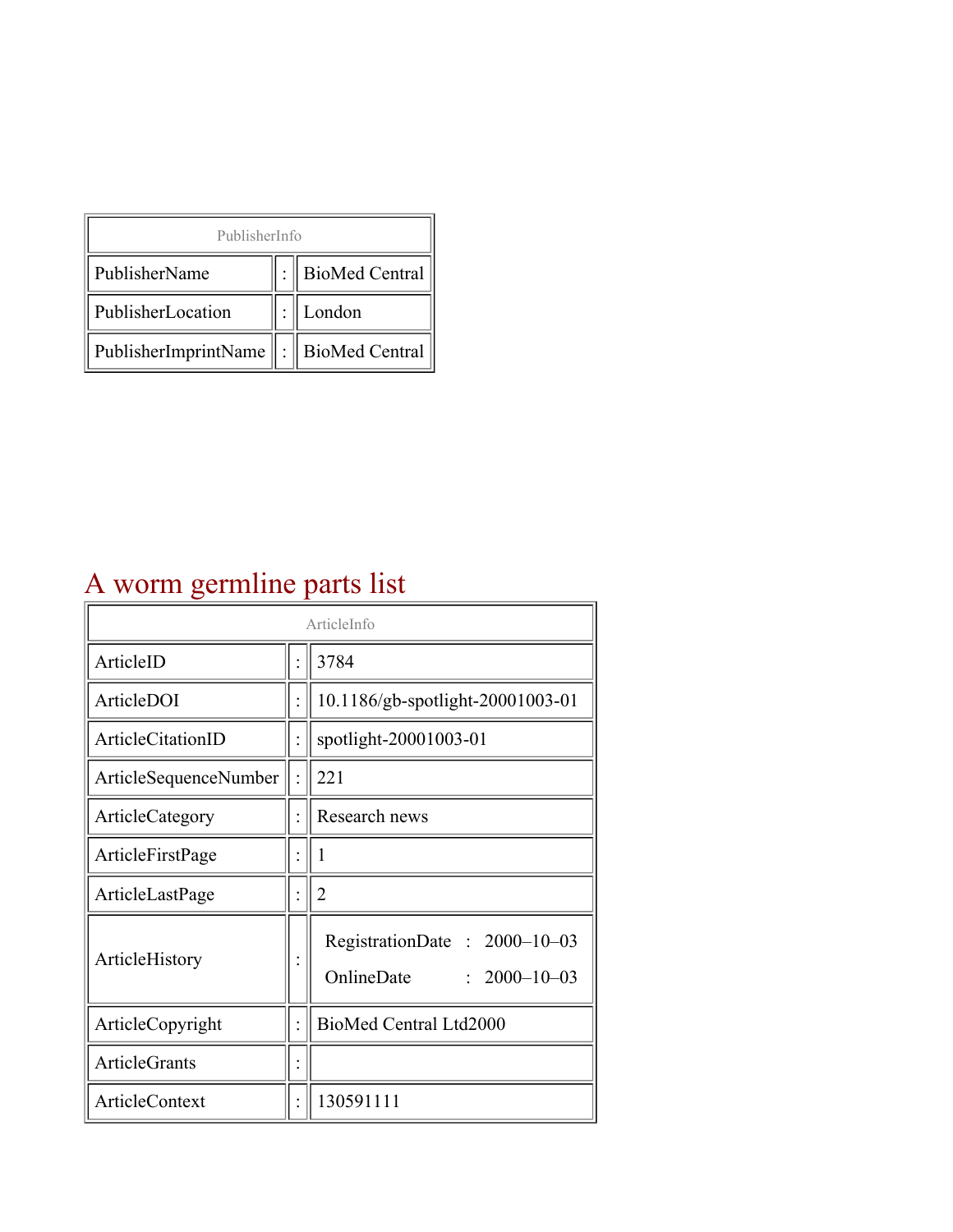| PublisherInfo | | |
|---|---|---|
| PublisherName | : | BioMed Central |
| PublisherLocation | : | London |
| PublisherImprintName | : | BioMed Central |

# A worm germline parts list

| ArticleInfo | | |
|---|---|---|
| ArticleID | : | 3784 |
| ArticleDOI | : | 10.1186/gb-spotlight-20001003-01 |
| ArticleCitationID | : | spotlight-20001003-01 |
| ArticleSequenceNumber | : | 221 |
| ArticleCategory | : | Research news |
| ArticleFirstPage | : | 1 |
| ArticleLastPage | : | 2 |
| ArticleHistory | : | RegistrationDate : 2000–10–03<br>OnlineDate : 2000–10–03 |
| ArticleCopyright | : | BioMed Central Ltd2000 |
| ArticleGrants | : | |
| ArticleContext | : | 130591111 |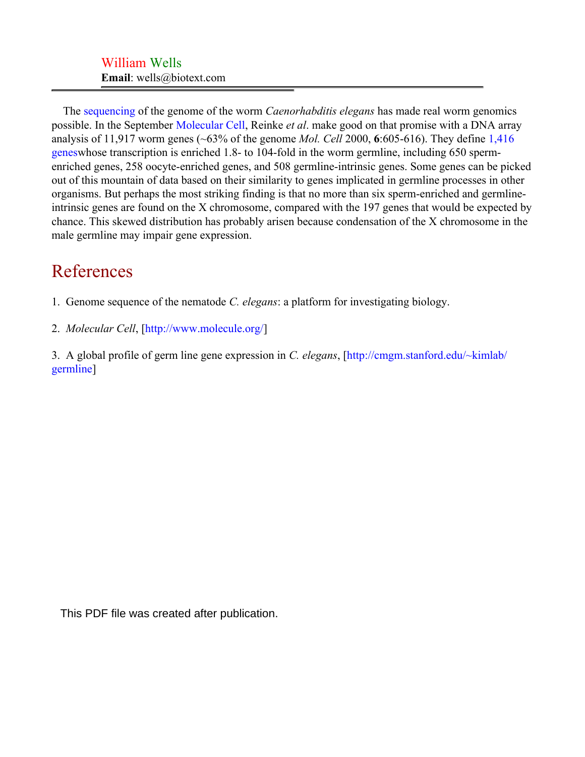William Wells
**Email**: wells@biotext.com

---

The sequencing of the genome of the worm *Caenorhabditis elegans* has made real worm genomics possible. In the September Molecular Cell, Reinke *et al*. make good on that promise with a DNA array analysis of 11,917 worm genes (~63% of the genome *Mol. Cell* 2000, **6**:605-616). They define 1,416 geneswhose transcription is enriched 1.8- to 104-fold in the worm germline, including 650 sperm-enriched genes, 258 oocyte-enriched genes, and 508 germline-intrinsic genes. Some genes can be picked out of this mountain of data based on their similarity to genes implicated in germline processes in other organisms. But perhaps the most striking finding is that no more than six sperm-enriched and germline-intrinsic genes are found on the X chromosome, compared with the 197 genes that would be expected by chance. This skewed distribution has probably arisen because condensation of the X chromosome in the male germline may impair gene expression.

# References

1. Genome sequence of the nematode *C. elegans*: a platform for investigating biology.

2. *Molecular Cell*, [http://www.molecule.org/]

3. A global profile of germ line gene expression in *C. elegans*, [http://cmgm.stanford.edu/~kimlab/germline]

This PDF file was created after publication.